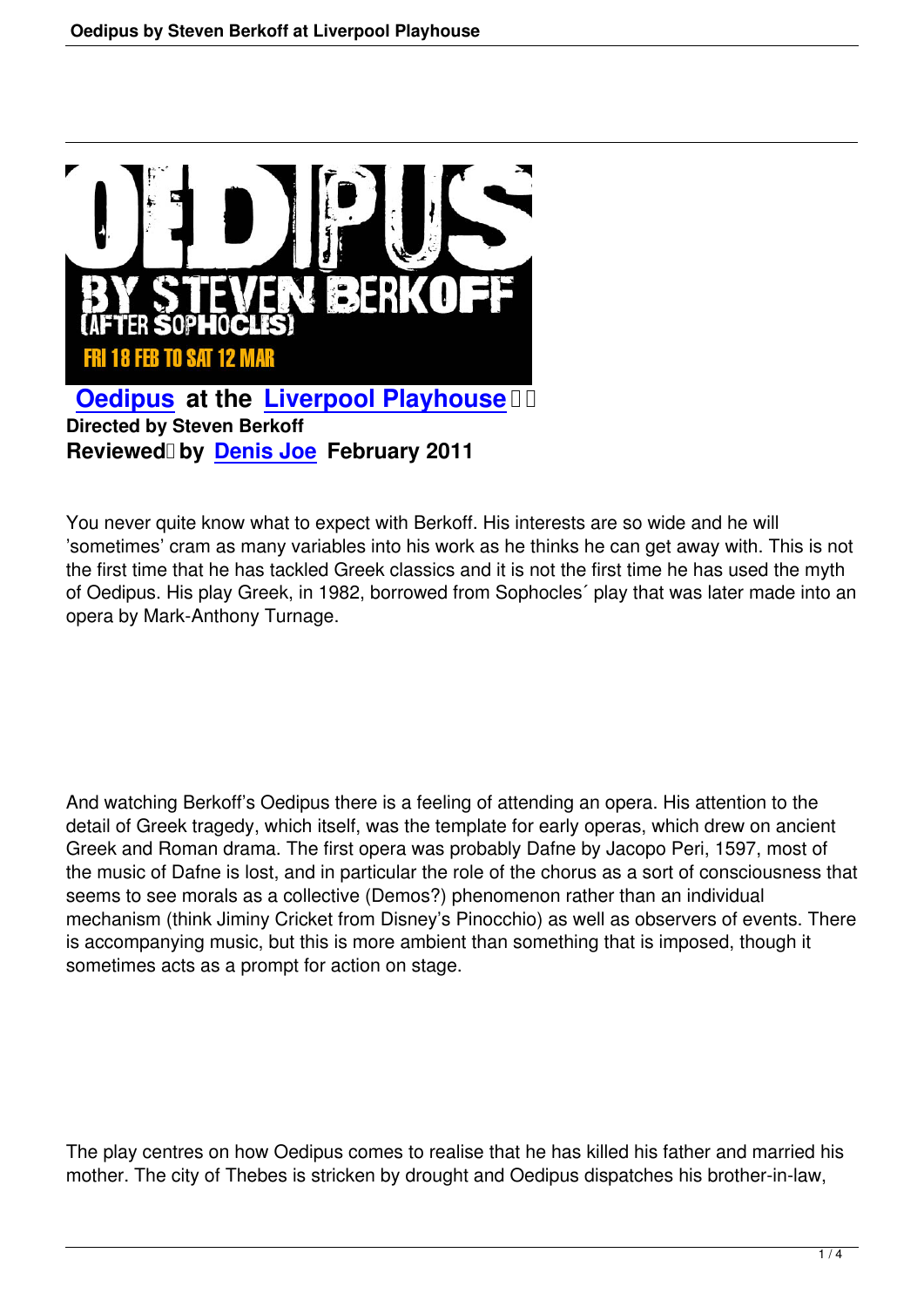# Oedipus at the Liverpool Playhouse

**Directed by Steven Berkoff**

**Reviewed by Denis Joe February 2011**

You never quite know what to expect with Berkoff. His interests are so wide and he will 'sometimes' cram as many variables into his work as he thinks he can get away with. This is not the first time that he has tackled Greek classics and it is not the first time he has used the myth of Oedipus. His play Greek, in 1982, borrowed from Sophocles´ play that was later made into an opera by Mark-Anthony Turnage.

And watching Berkoff's Oedipus there is a feeling of attending an opera. His attention to the detail of Greek tragedy, which itself, was the template for early operas, which drew on ancient Greek and Roman drama. The first opera was probably Dafne by Jacopo Peri, 1597, most of the music of Dafne is lost, and in particular the role of the chorus as a sort of consciousness that seems to see morals as a collective (Demos?) phenomenon rather than an individual mechanism (think Jiminy Cricket from Disney's Pinocchio) as well as observers of events. There is accompanying music, but this is more ambient than something that is imposed, though it sometimes acts as a prompt for action on stage.

The play centres on how Oedipus comes to realise that he has killed his father and married his mother. The city of Thebes is stricken by drought and Oedipus dispatches his brother-in-law,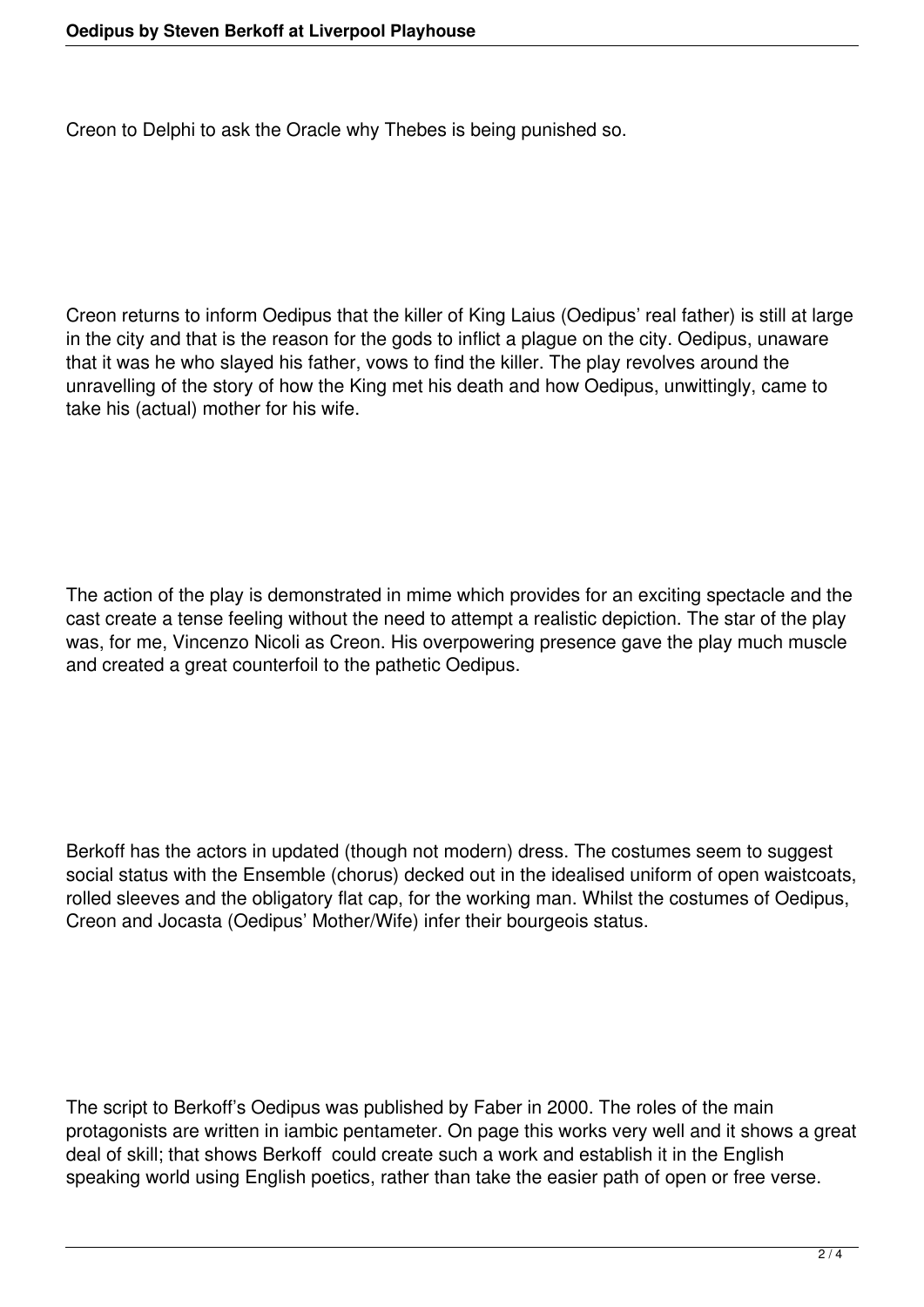Creon to Delphi to ask the Oracle why Thebes is being punished so.

Creon returns to inform Oedipus that the killer of King Laius (Oedipus' real father) is still at large in the city and that is the reason for the gods to inflict a plague on the city. Oedipus, unaware that it was he who slayed his father, vows to find the killer. The play revolves around the unravelling of the story of how the King met his death and how Oedipus, unwittingly, came to take his (actual) mother for his wife.

The action of the play is demonstrated in mime which provides for an exciting spectacle and the cast create a tense feeling without the need to attempt a realistic depiction. The star of the play was, for me, Vincenzo Nicoli as Creon. His overpowering presence gave the play much muscle and created a great counterfoil to the pathetic Oedipus.

Berkoff has the actors in updated (though not modern) dress. The costumes seem to suggest social status with the Ensemble (chorus) decked out in the idealised uniform of open waistcoats, rolled sleeves and the obligatory flat cap, for the working man. Whilst the costumes of Oedipus, Creon and Jocasta (Oedipus' Mother/Wife) infer their bourgeois status.

The script to Berkoff's Oedipus was published by Faber in 2000. The roles of the main protagonists are written in iambic pentameter. On page this works very well and it shows a great deal of skill; that shows Berkoff could create such a work and establish it in the English speaking world using English poetics, rather than take the easier path of open or free verse.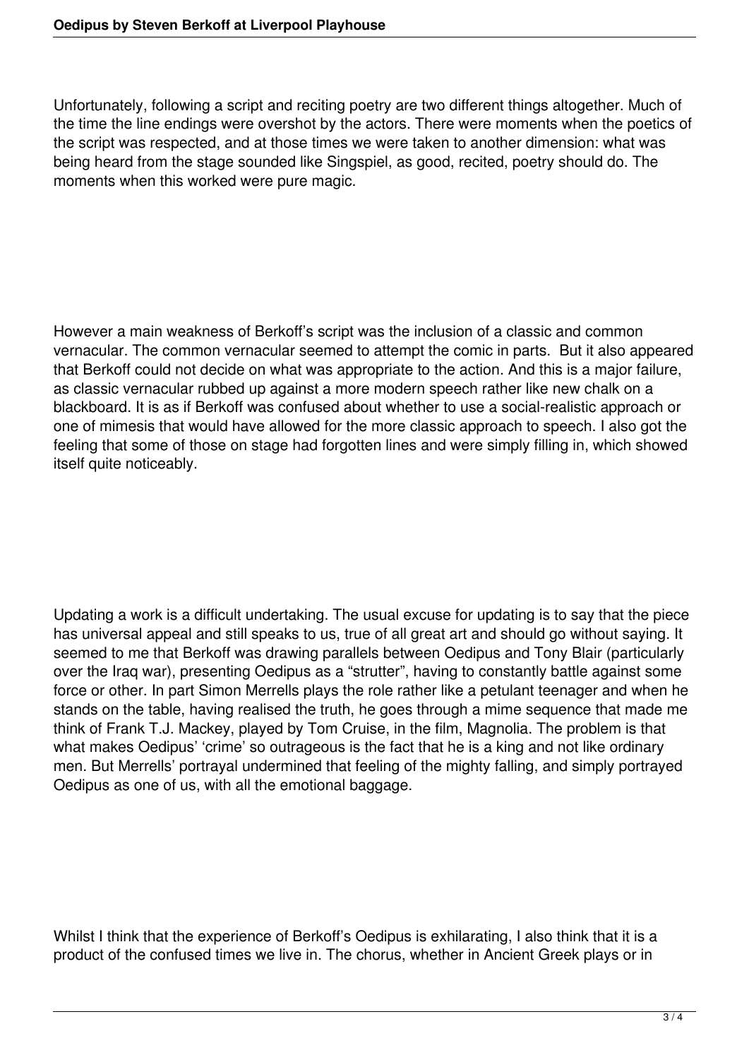Unfortunately, following a script and reciting poetry are two different things altogether. Much of the time the line endings were overshot by the actors. There were moments when the poetics of the script was respected, and at those times we were taken to another dimension: what was being heard from the stage sounded like Singspiel, as good, recited, poetry should do. The moments when this worked were pure magic.

However a main weakness of Berkoff's script was the inclusion of a classic and common vernacular. The common vernacular seemed to attempt the comic in parts.  But it also appeared that Berkoff could not decide on what was appropriate to the action. And this is a major failure, as classic vernacular rubbed up against a more modern speech rather like new chalk on a blackboard. It is as if Berkoff was confused about whether to use a social-realistic approach or one of mimesis that would have allowed for the more classic approach to speech. I also got the feeling that some of those on stage had forgotten lines and were simply filling in, which showed itself quite noticeably.

Updating a work is a difficult undertaking. The usual excuse for updating is to say that the piece has universal appeal and still speaks to us, true of all great art and should go without saying. It seemed to me that Berkoff was drawing parallels between Oedipus and Tony Blair (particularly over the Iraq war), presenting Oedipus as a "strutter", having to constantly battle against some force or other. In part Simon Merrells plays the role rather like a petulant teenager and when he stands on the table, having realised the truth, he goes through a mime sequence that made me think of Frank T.J. Mackey, played by Tom Cruise, in the film, Magnolia. The problem is that what makes Oedipus' 'crime' so outrageous is the fact that he is a king and not like ordinary men. But Merrells' portrayal undermined that feeling of the mighty falling, and simply portrayed Oedipus as one of us, with all the emotional baggage.

Whilst I think that the experience of Berkoff's Oedipus is exhilarating, I also think that it is a product of the confused times we live in. The chorus, whether in Ancient Greek plays or in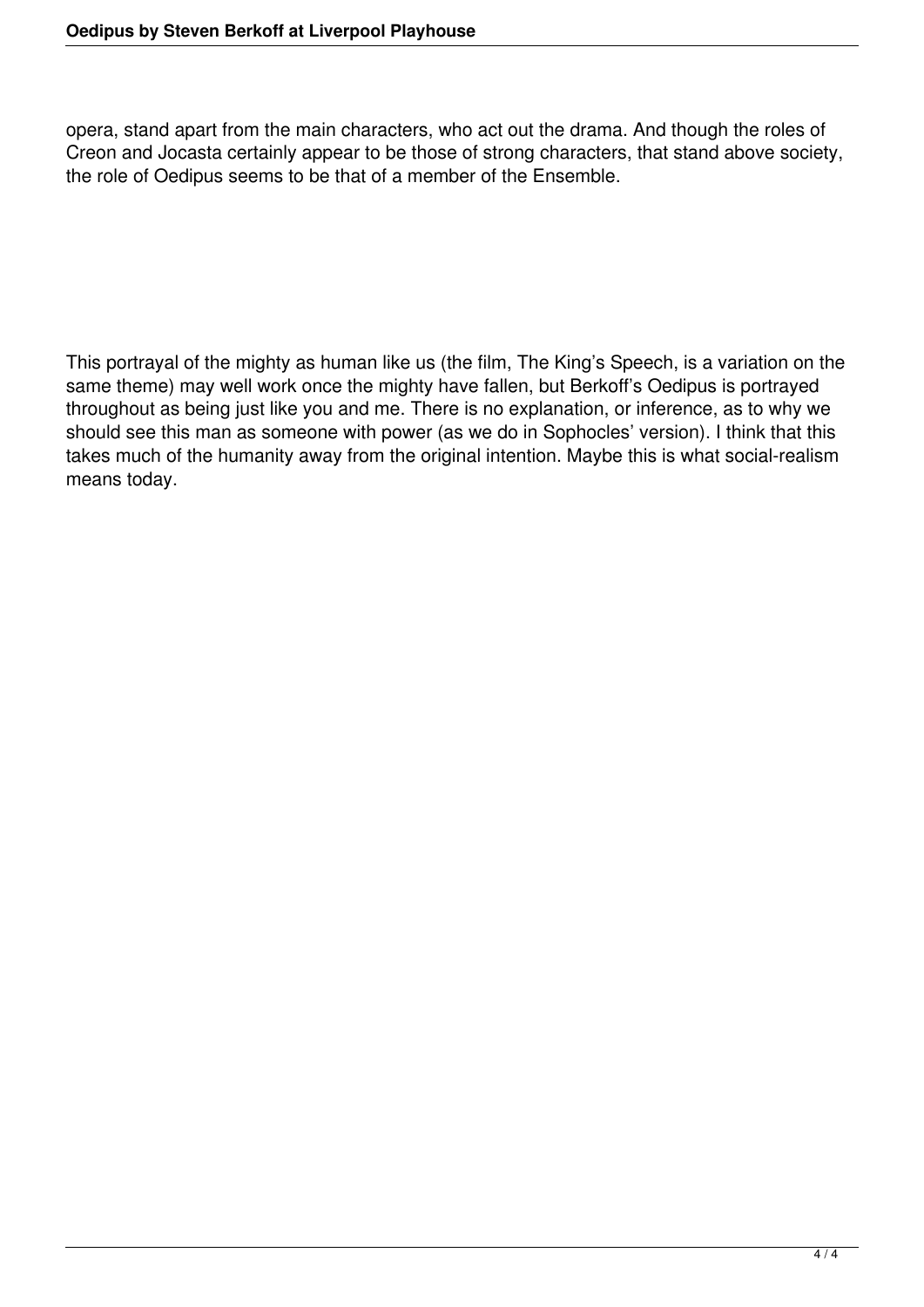opera, stand apart from the main characters, who act out the drama. And though the roles of Creon and Jocasta certainly appear to be those of strong characters, that stand above society, the role of Oedipus seems to be that of a member of the Ensemble.

This portrayal of the mighty as human like us (the film, The King's Speech, is a variation on the same theme) may well work once the mighty have fallen, but Berkoff's Oedipus is portrayed throughout as being just like you and me. There is no explanation, or inference, as to why we should see this man as someone with power (as we do in Sophocles' version). I think that this takes much of the humanity away from the original intention. Maybe this is what social-realism means today.